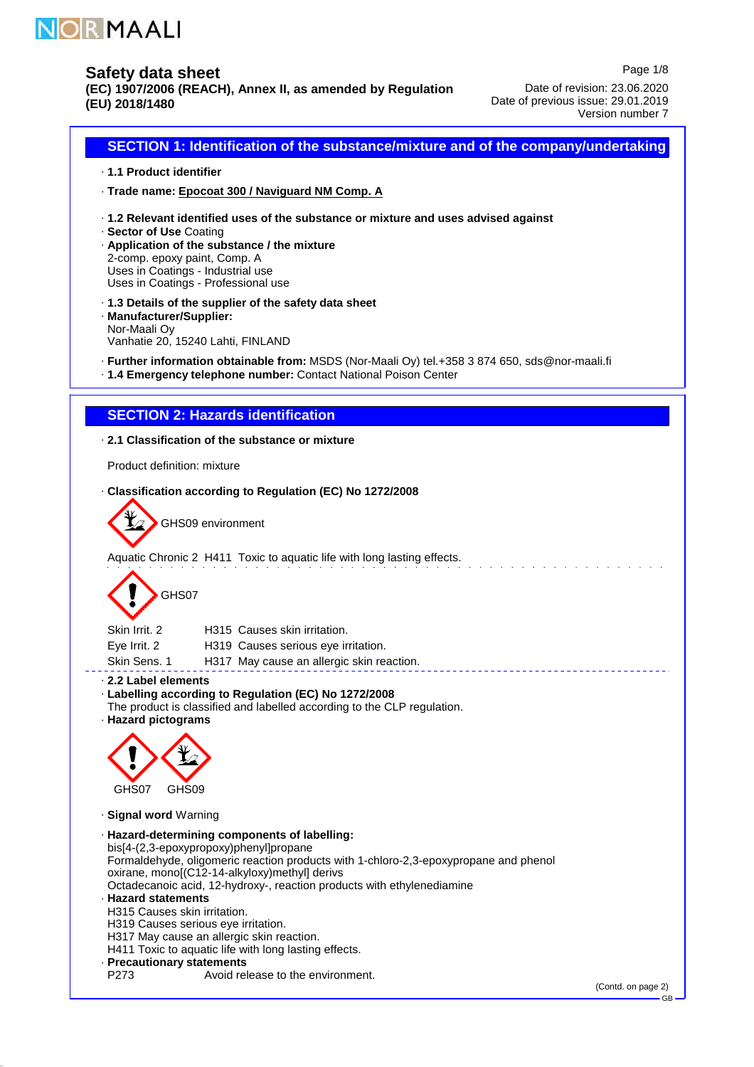NORMAALI

# Safety data sheet

**(EC) 1907/2006 (REACH), Annex II, as amended by Regulation (EU) 2018/1480**

Date of revision: 23.06.2020
Date of previous issue: 29.01.2019
Version number 7

## SECTION 1: Identification of the substance/mixture and of the company/undertaking

· **1.1 Product identifier**

· **Trade name: Epocoat 300 / Naviguard NM Comp. A**

· **1.2 Relevant identified uses of the substance or mixture and uses advised against**
· **Sector of Use** Coating
· **Application of the substance / the mixture**
2-comp. epoxy paint, Comp. A
Uses in Coatings - Industrial use
Uses in Coatings - Professional use

· **1.3 Details of the supplier of the safety data sheet**
· **Manufacturer/Supplier:**
Nor-Maali Oy
Vanhatie 20, 15240 Lahti, FINLAND

· **Further information obtainable from:** MSDS (Nor-Maali Oy) tel.+358 3 874 650, sds@nor-maali.fi
· **1.4 Emergency telephone number:** Contact National Poison Center

## SECTION 2: Hazards identification

· **2.1 Classification of the substance or mixture**

Product definition: mixture

· **Classification according to Regulation (EC) No 1272/2008**

GHS09 environment

Aquatic Chronic 2 H411 Toxic to aquatic life with long lasting effects.

GHS07

| | |
|---|---|
| Skin Irrit. 2 | H315 Causes skin irritation. |
| Eye Irrit. 2 | H319 Causes serious eye irritation. |
| Skin Sens. 1 | H317 May cause an allergic skin reaction. |

· **2.2 Label elements**
· **Labelling according to Regulation (EC) No 1272/2008**
The product is classified and labelled according to the CLP regulation.
· **Hazard pictograms**

GHS07 GHS09

· **Signal word** Warning

· **Hazard-determining components of labelling:**
bis[4-(2,3-epoxypropoxy)phenyl]propane
Formaldehyde, oligomeric reaction products with 1-chloro-2,3-epoxypropane and phenol
oxirane, mono[(C12-14-alkyloxy)methyl] derivs
Octadecanoic acid, 12-hydroxy-, reaction products with ethylenediamine
· **Hazard statements**
H315 Causes skin irritation.
H319 Causes serious eye irritation.
H317 May cause an allergic skin reaction.
H411 Toxic to aquatic life with long lasting effects.
· **Precautionary statements**
P273 Avoid release to the environment.

(Contd. on page 2)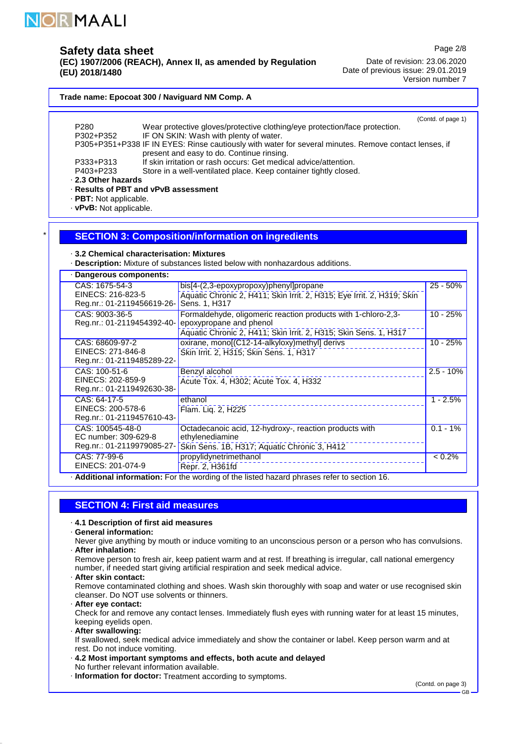**Trade name: Epocoat 300 / Naviguard NM Comp. A**

(Contd. of page 1)

P280 Wear protective gloves/protective clothing/eye protection/face protection.
P302+P352 IF ON SKIN: Wash with plenty of water.
P305+P351+P338 IF IN EYES: Rinse cautiously with water for several minutes. Remove contact lenses, if present and easy to do. Continue rinsing.
P333+P313 If skin irritation or rash occurs: Get medical advice/attention.
P403+P233 Store in a well-ventilated place. Keep container tightly closed.

· **2.3 Other hazards**
· **Results of PBT and vPvB assessment**
· **PBT:** Not applicable.
· **vPvB:** Not applicable.

## SECTION 3: Composition/information on ingredients

· **3.2 Chemical characterisation: Mixtures**
· **Description:** Mixture of substances listed below with nonhazardous additions.

· **Dangerous components:**

| Identifiers | Name / Classification | Concentration |
|---|---|---|
| CAS: 1675-54-3<br>EINECS: 216-823-5<br>Reg.nr.: 01-2119456619-26- | bis[4-(2,3-epoxypropoxy)phenyl]propane<br>Aquatic Chronic 2, H411; Skin Irrit. 2, H315; Eye Irrit. 2, H319; Skin Sens. 1, H317 | 25 - 50% |
| CAS: 9003-36-5<br>Reg.nr.: 01-2119454392-40- | Formaldehyde, oligomeric reaction products with 1-chloro-2,3-epoxypropane and phenol<br>Aquatic Chronic 2, H411; Skin Irrit. 2, H315; Skin Sens. 1, H317 | 10 - 25% |
| CAS: 68609-97-2<br>EINECS: 271-846-8<br>Reg.nr.: 01-2119485289-22- | oxirane, mono[(C12-14-alkyloxy)methyl] derivs<br>Skin Irrit. 2, H315; Skin Sens. 1, H317 | 10 - 25% |
| CAS: 100-51-6<br>EINECS: 202-859-9<br>Reg.nr.: 01-2119492630-38- | Benzyl alcohol<br>Acute Tox. 4, H302; Acute Tox. 4, H332 | 2.5 - 10% |
| CAS: 64-17-5<br>EINECS: 200-578-6<br>Reg.nr.: 01-2119457610-43- | ethanol<br>Flam. Liq. 2, H225 | 1 - 2.5% |
| CAS: 100545-48-0<br>EC number: 309-629-8<br>Reg.nr.: 01-2119979085-27- | Octadecanoic acid, 12-hydroxy-, reaction products with ethylenediamine<br>Skin Sens. 1B, H317; Aquatic Chronic 3, H412 | 0.1 - 1% |
| CAS: 77-99-6<br>EINECS: 201-074-9 | propylidynetrimethanol<br>Repr. 2, H361fd | < 0.2% |

· **Additional information:** For the wording of the listed hazard phrases refer to section 16.

## SECTION 4: First aid measures

· **4.1 Description of first aid measures**
· **General information:**
Never give anything by mouth or induce vomiting to an unconscious person or a person who has convulsions.
· **After inhalation:**
Remove person to fresh air, keep patient warm and at rest. If breathing is irregular, call national emergency number, if needed start giving artificial respiration and seek medical advice.
· **After skin contact:**
Remove contaminated clothing and shoes. Wash skin thoroughly with soap and water or use recognised skin cleanser. Do NOT use solvents or thinners.
· **After eye contact:**
Check for and remove any contact lenses. Immediately flush eyes with running water for at least 15 minutes, keeping eyelids open.
· **After swallowing:**
If swallowed, seek medical advice immediately and show the container or label. Keep person warm and at rest. Do not induce vomiting.
· **4.2 Most important symptoms and effects, both acute and delayed**
No further relevant information available.
· **Information for doctor:** Treatment according to symptoms.

(Contd. on page 3)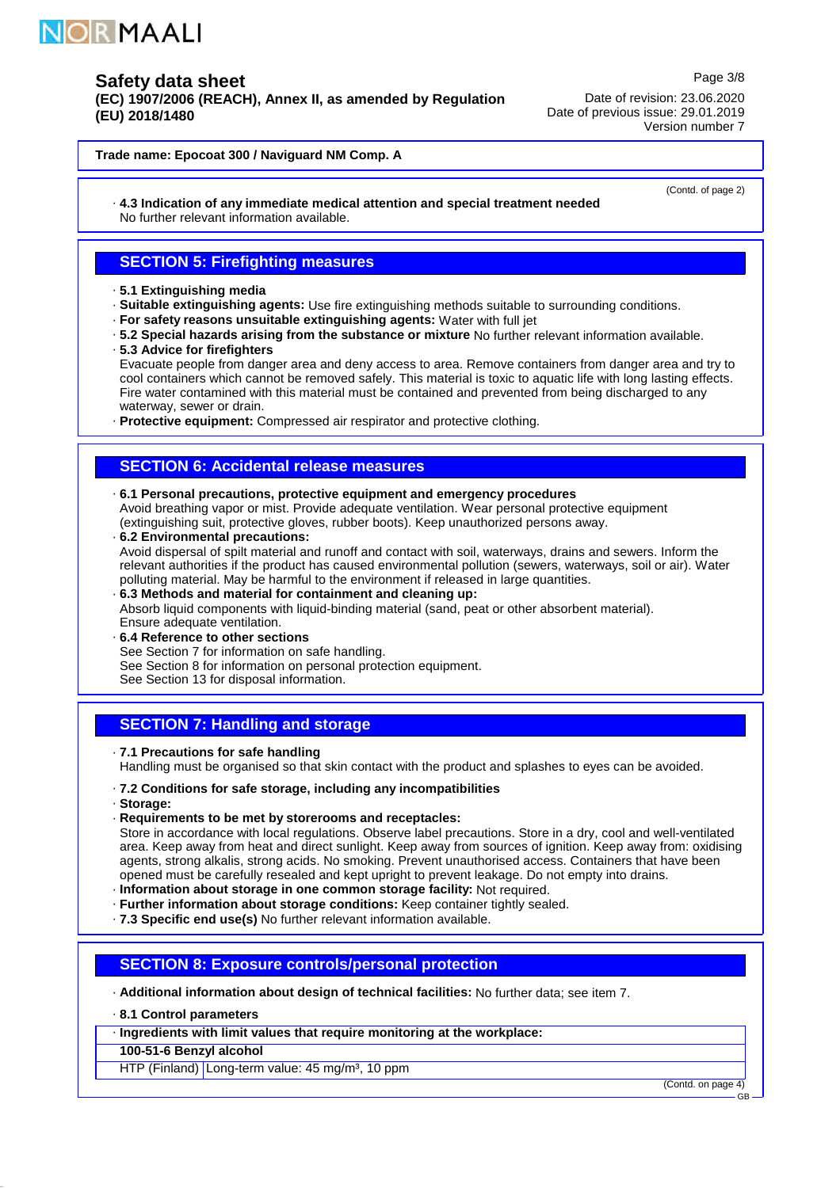**Trade name: Epocoat 300 / Naviguard NM Comp. A**

(Contd. of page 2)

· **4.3 Indication of any immediate medical attention and special treatment needed**
No further relevant information available.

## SECTION 5: Firefighting measures

· **5.1 Extinguishing media**
· **Suitable extinguishing agents:** Use fire extinguishing methods suitable to surrounding conditions.
· **For safety reasons unsuitable extinguishing agents:** Water with full jet
· **5.2 Special hazards arising from the substance or mixture** No further relevant information available.
· **5.3 Advice for firefighters**
Evacuate people from danger area and deny access to area. Remove containers from danger area and try to cool containers which cannot be removed safely. This material is toxic to aquatic life with long lasting effects. Fire water contamined with this material must be contained and prevented from being discharged to any waterway, sewer or drain.
· **Protective equipment:** Compressed air respirator and protective clothing.

## SECTION 6: Accidental release measures

· **6.1 Personal precautions, protective equipment and emergency procedures**
Avoid breathing vapor or mist. Provide adequate ventilation. Wear personal protective equipment (extinguishing suit, protective gloves, rubber boots). Keep unauthorized persons away.
· **6.2 Environmental precautions:**
Avoid dispersal of spilt material and runoff and contact with soil, waterways, drains and sewers. Inform the relevant authorities if the product has caused environmental pollution (sewers, waterways, soil or air). Water polluting material. May be harmful to the environment if released in large quantities.
· **6.3 Methods and material for containment and cleaning up:**
Absorb liquid components with liquid-binding material (sand, peat or other absorbent material).
Ensure adequate ventilation.
· **6.4 Reference to other sections**
See Section 7 for information on safe handling.
See Section 8 for information on personal protection equipment.
See Section 13 for disposal information.

## SECTION 7: Handling and storage

· **7.1 Precautions for safe handling**
Handling must be organised so that skin contact with the product and splashes to eyes can be avoided.

· **7.2 Conditions for safe storage, including any incompatibilities**
· **Storage:**
· **Requirements to be met by storerooms and receptacles:**
Store in accordance with local regulations. Observe label precautions. Store in a dry, cool and well-ventilated area. Keep away from heat and direct sunlight. Keep away from sources of ignition. Keep away from: oxidising agents, strong alkalis, strong acids. No smoking. Prevent unauthorised access. Containers that have been opened must be carefully resealed and kept upright to prevent leakage. Do not empty into drains.
· **Information about storage in one common storage facility:** Not required.
· **Further information about storage conditions:** Keep container tightly sealed.
· **7.3 Specific end use(s)** No further relevant information available.

## SECTION 8: Exposure controls/personal protection

· **Additional information about design of technical facilities:** No further data; see item 7.

· **8.1 Control parameters**

| · **Ingredients with limit values that require monitoring at the workplace:** | |
|---|---|
| **100-51-6 Benzyl alcohol** | |
| HTP (Finland) | Long-term value: 45 mg/m³, 10 ppm |

(Contd. on page 4)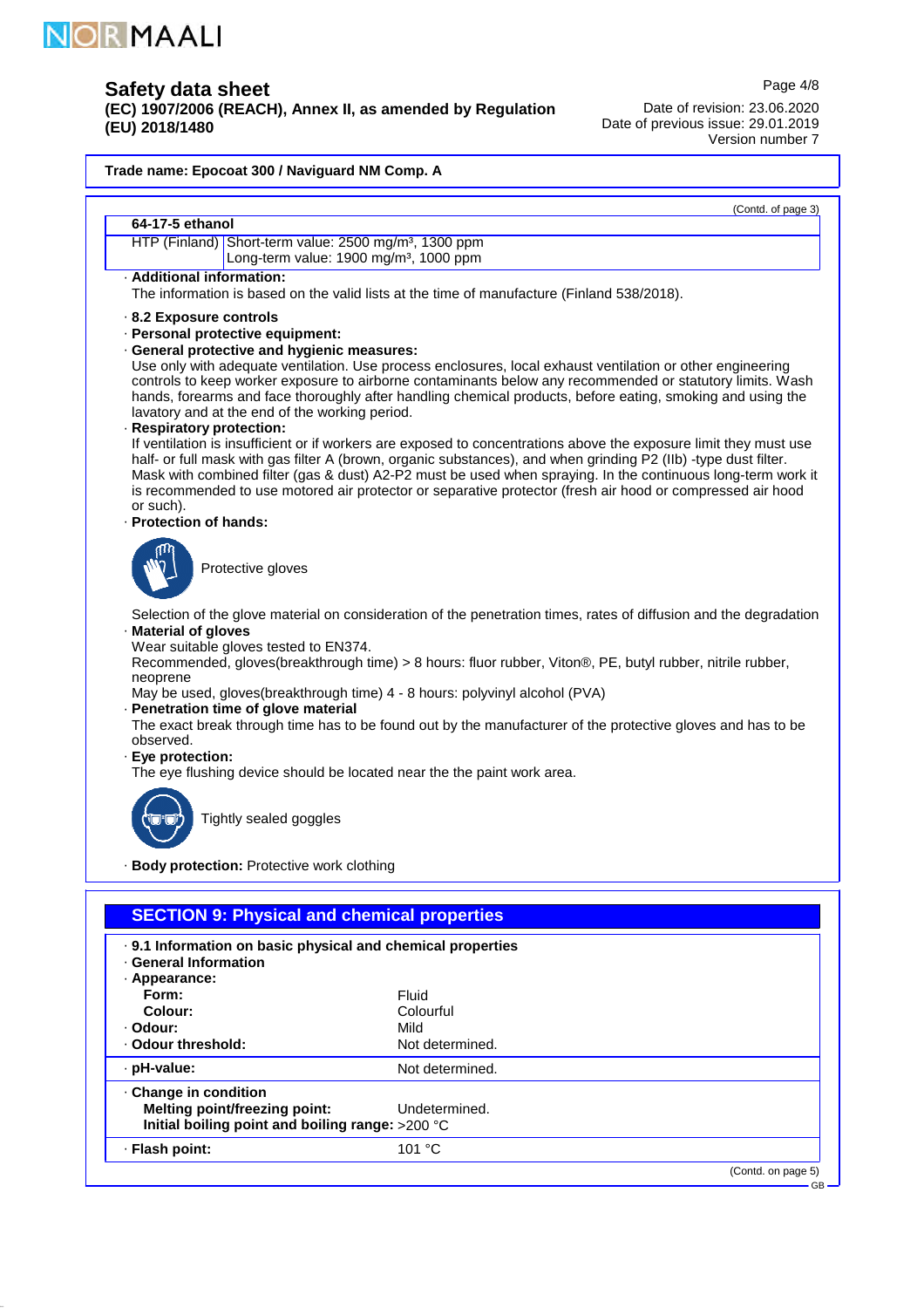**Trade name: Epocoat 300 / Naviguard NM Comp. A**

(Contd. of page 3)

| 64-17-5 ethanol | |
| --- | --- |
| HTP (Finland) | Short-term value: 2500 mg/m³, 1300 ppm<br>Long-term value: 1900 mg/m³, 1000 ppm |

· **Additional information:**
The information is based on the valid lists at the time of manufacture (Finland 538/2018).

· **8.2 Exposure controls**
· **Personal protective equipment:**
· **General protective and hygienic measures:**
Use only with adequate ventilation. Use process enclosures, local exhaust ventilation or other engineering controls to keep worker exposure to airborne contaminants below any recommended or statutory limits. Wash hands, forearms and face thoroughly after handling chemical products, before eating, smoking and using the lavatory and at the end of the working period.
· **Respiratory protection:**
If ventilation is insufficient or if workers are exposed to concentrations above the exposure limit they must use half- or full mask with gas filter A (brown, organic substances), and when grinding P2 (IIb) -type dust filter. Mask with combined filter (gas & dust) A2-P2 must be used when spraying. In the continuous long-term work it is recommended to use motored air protector or separative protector (fresh air hood or compressed air hood or such).
· **Protection of hands:**

Protective gloves

Selection of the glove material on consideration of the penetration times, rates of diffusion and the degradation
· **Material of gloves**
Wear suitable gloves tested to EN374.
Recommended, gloves(breakthrough time) > 8 hours: fluor rubber, Viton®, PE, butyl rubber, nitrile rubber, neoprene
May be used, gloves(breakthrough time) 4 - 8 hours: polyvinyl alcohol (PVA)
· **Penetration time of glove material**
The exact break through time has to be found out by the manufacturer of the protective gloves and has to be observed.
· **Eye protection:**
The eye flushing device should be located near the the paint work area.

Tightly sealed goggles

· **Body protection:** Protective work clothing

## SECTION 9: Physical and chemical properties

· **9.1 Information on basic physical and chemical properties**
· **General Information**
· **Appearance:**

| | |
| --- | --- |
| **Form:** | Fluid |
| **Colour:** | Colourful |
| · **Odour:** | Mild |
| · **Odour threshold:** | Not determined. |
| · **pH-value:** | Not determined. |
| · **Change in condition** | |
| **Melting point/freezing point:** | Undetermined. |
| **Initial boiling point and boiling range:** | >200 °C |
| · **Flash point:** | 101 °C |

(Contd. on page 5)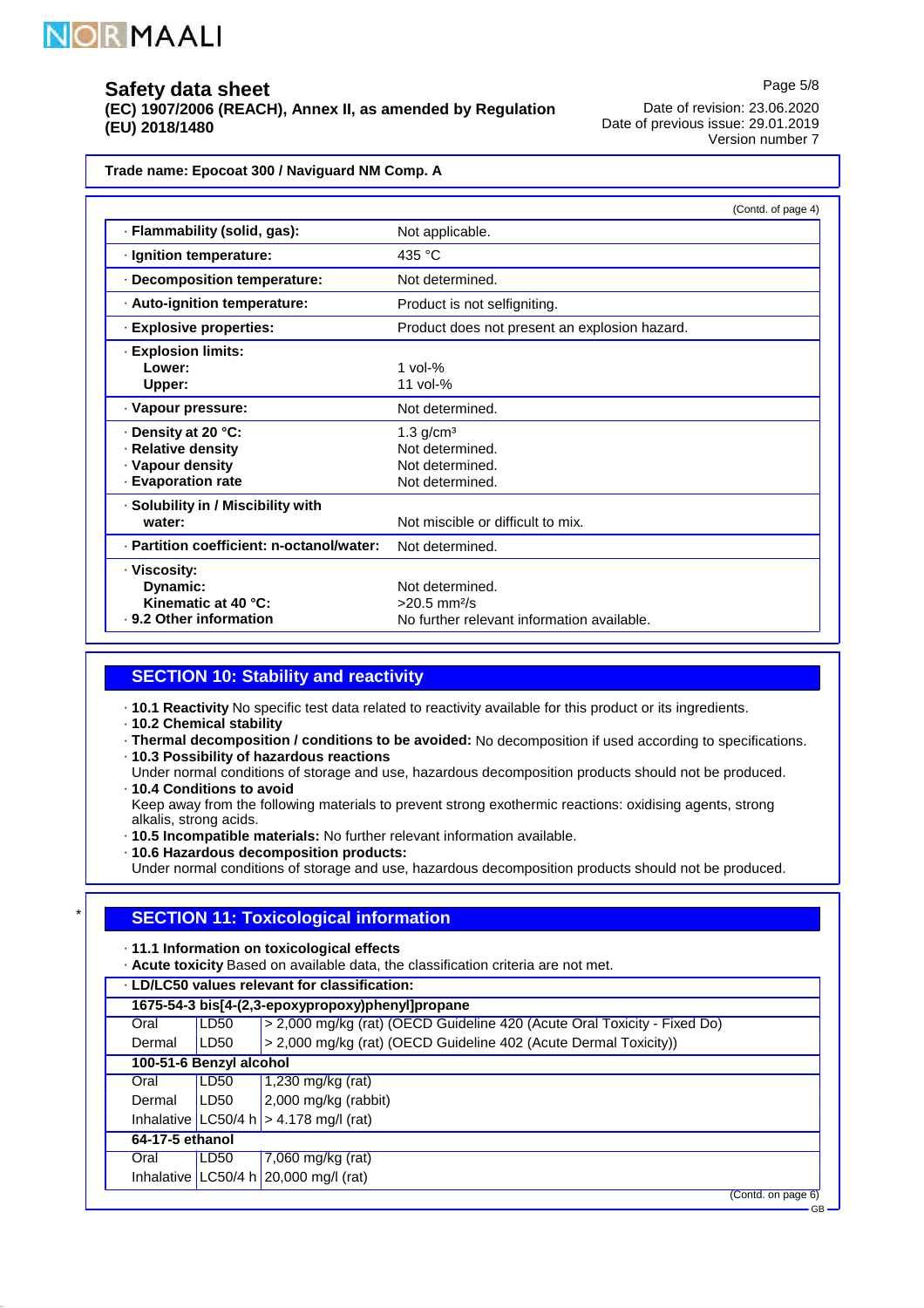**Trade name: Epocoat 300 / Naviguard NM Comp. A**

(Contd. of page 4)

| Property | Value |
|---|---|
| · **Flammability (solid, gas):** | Not applicable. |
| · **Ignition temperature:** | 435 °C |
| · **Decomposition temperature:** | Not determined. |
| · **Auto-ignition temperature:** | Product is not selfigniting. |
| · **Explosive properties:** | Product does not present an explosion hazard. |
| · **Explosion limits:** | |
| **Lower:** | 1 vol-% |
| **Upper:** | 11 vol-% |
| · **Vapour pressure:** | Not determined. |
| · **Density at 20 °C:** | 1.3 g/cm³ |
| · **Relative density** | Not determined. |
| · **Vapour density** | Not determined. |
| · **Evaporation rate** | Not determined. |
| · **Solubility in / Miscibility with water:** | Not miscible or difficult to mix. |
| · **Partition coefficient: n-octanol/water:** | Not determined. |
| · **Viscosity:** | |
| **Dynamic:** | Not determined. |
| **Kinematic at 40 °C:** | >20.5 mm²/s |
| · **9.2 Other information** | No further relevant information available. |

## SECTION 10: Stability and reactivity

· **10.1 Reactivity** No specific test data related to reactivity available for this product or its ingredients.
· **10.2 Chemical stability**
· **Thermal decomposition / conditions to be avoided:** No decomposition if used according to specifications.
· **10.3 Possibility of hazardous reactions**
Under normal conditions of storage and use, hazardous decomposition products should not be produced.
· **10.4 Conditions to avoid**
Keep away from the following materials to prevent strong exothermic reactions: oxidising agents, strong alkalis, strong acids.
· **10.5 Incompatible materials:** No further relevant information available.
· **10.6 Hazardous decomposition products:**
Under normal conditions of storage and use, hazardous decomposition products should not be produced.

## * SECTION 11: Toxicological information

· **11.1 Information on toxicological effects**
· **Acute toxicity** Based on available data, the classification criteria are not met.

| · **LD/LC50 values relevant for classification:** | | |
|---|---|---|
| **1675-54-3 bis[4-(2,3-epoxypropoxy)phenyl]propane** | | |
| Oral | LD50 | > 2,000 mg/kg (rat) (OECD Guideline 420 (Acute Oral Toxicity - Fixed Do) |
| Dermal | LD50 | > 2,000 mg/kg (rat) (OECD Guideline 402 (Acute Dermal Toxicity)) |
| **100-51-6 Benzyl alcohol** | | |
| Oral | LD50 | 1,230 mg/kg (rat) |
| Dermal | LD50 | 2,000 mg/kg (rabbit) |
| Inhalative | LC50/4 h | > 4.178 mg/l (rat) |
| **64-17-5 ethanol** | | |
| Oral | LD50 | 7,060 mg/kg (rat) |
| Inhalative | LC50/4 h | 20,000 mg/l (rat) |

(Contd. on page 6)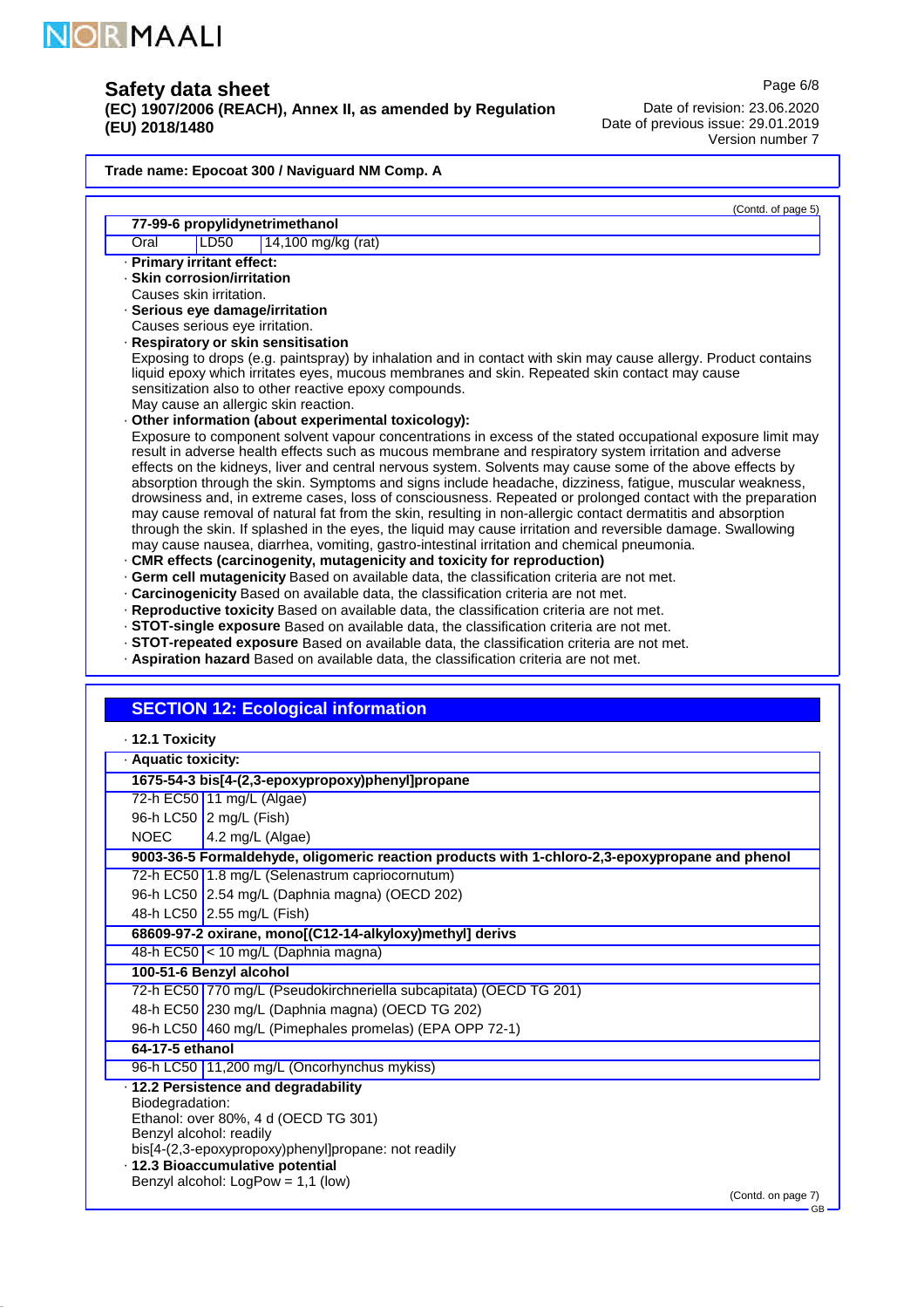**Trade name: Epocoat 300 / Naviguard NM Comp. A**

(Contd. of page 5)

| 77-99-6 propylidynetrimethanol | | |
|---|---|---|
| Oral | LD50 | 14,100 mg/kg (rat) |

· **Primary irritant effect:**

· **Skin corrosion/irritation**
Causes skin irritation.

· **Serious eye damage/irritation**
Causes serious eye irritation.

· **Respiratory or skin sensitisation**
Exposing to drops (e.g. paintspray) by inhalation and in contact with skin may cause allergy. Product contains liquid epoxy which irritates eyes, mucous membranes and skin. Repeated skin contact may cause sensitization also to other reactive epoxy compounds.
May cause an allergic skin reaction.

· **Other information (about experimental toxicology):**
Exposure to component solvent vapour concentrations in excess of the stated occupational exposure limit may result in adverse health effects such as mucous membrane and respiratory system irritation and adverse effects on the kidneys, liver and central nervous system. Solvents may cause some of the above effects by absorption through the skin. Symptoms and signs include headache, dizziness, fatigue, muscular weakness, drowsiness and, in extreme cases, loss of consciousness. Repeated or prolonged contact with the preparation may cause removal of natural fat from the skin, resulting in non-allergic contact dermatitis and absorption through the skin. If splashed in the eyes, the liquid may cause irritation and reversible damage. Swallowing may cause nausea, diarrhea, vomiting, gastro-intestinal irritation and chemical pneumonia.

· **CMR effects (carcinogenity, mutagenicity and toxicity for reproduction)**

· **Germ cell mutagenicity** Based on available data, the classification criteria are not met.

· **Carcinogenicity** Based on available data, the classification criteria are not met.

· **Reproductive toxicity** Based on available data, the classification criteria are not met.

· **STOT-single exposure** Based on available data, the classification criteria are not met.

· **STOT-repeated exposure** Based on available data, the classification criteria are not met.

· **Aspiration hazard** Based on available data, the classification criteria are not met.

## SECTION 12: Ecological information

· **12.1 Toxicity**

· **Aquatic toxicity:**

| 1675-54-3 bis[4-(2,3-epoxypropoxy)phenyl]propane | |
|---|---|
| 72-h EC50 | 11 mg/L (Algae) |
| 96-h LC50 | 2 mg/L (Fish) |
| NOEC | 4.2 mg/L (Algae) |
| **9003-36-5 Formaldehyde, oligomeric reaction products with 1-chloro-2,3-epoxypropane and phenol** | |
| 72-h EC50 | 1.8 mg/L (Selenastrum capriocornutum) |
| 96-h LC50 | 2.54 mg/L (Daphnia magna) (OECD 202) |
| 48-h LC50 | 2.55 mg/L (Fish) |
| **68609-97-2 oxirane, mono[(C12-14-alkyloxy)methyl] derivs** | |
| 48-h EC50 | < 10 mg/L (Daphnia magna) |
| **100-51-6 Benzyl alcohol** | |
| 72-h EC50 | 770 mg/L (Pseudokirchneriella subcapitata) (OECD TG 201) |
| 48-h EC50 | 230 mg/L (Daphnia magna) (OECD TG 202) |
| 96-h LC50 | 460 mg/L (Pimephales promelas) (EPA OPP 72-1) |
| **64-17-5 ethanol** | |
| 96-h LC50 | 11,200 mg/L (Oncorhynchus mykiss) |

· **12.2 Persistence and degradability**
Biodegradation:
Ethanol: over 80%, 4 d (OECD TG 301)
Benzyl alcohol: readily
bis[4-(2,3-epoxypropoxy)phenyl]propane: not readily

· **12.3 Bioaccumulative potential**
Benzyl alcohol: LogPow = 1,1 (low)

(Contd. on page 7)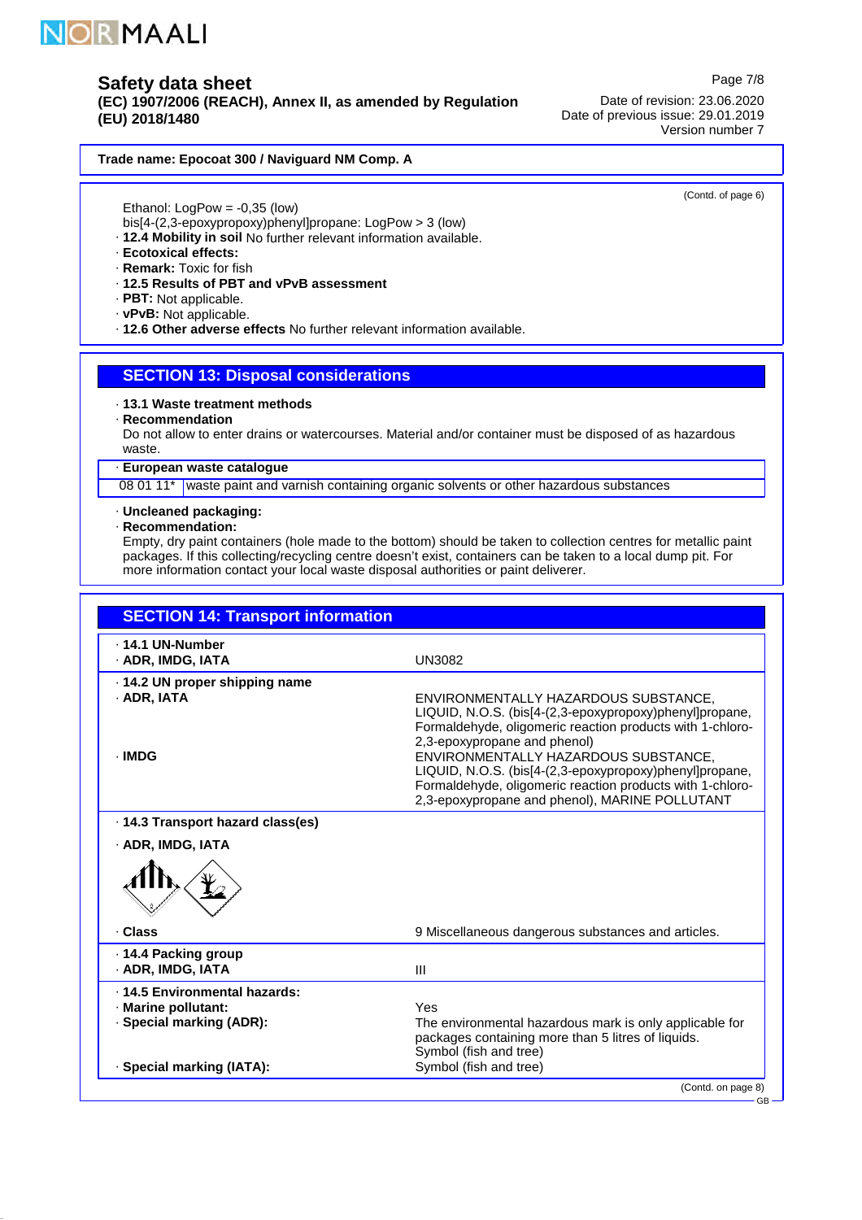**Trade name: Epocoat 300 / Naviguard NM Comp. A**

(Contd. of page 6)

Ethanol: LogPow = -0,35 (low)
bis[4-(2,3-epoxypropoxy)phenyl]propane: LogPow > 3 (low)

- **12.4 Mobility in soil** No further relevant information available.
- **Ecotoxical effects:**
- **Remark:** Toxic for fish
- **12.5 Results of PBT and vPvB assessment**
- **PBT:** Not applicable.
- **vPvB:** Not applicable.
- **12.6 Other adverse effects** No further relevant information available.

## SECTION 13: Disposal considerations

- **13.1 Waste treatment methods**
- **Recommendation**

Do not allow to enter drains or watercourses. Material and/or container must be disposed of as hazardous waste.

- **European waste catalogue**

| | |
|---|---|
| 08 01 11* | waste paint and varnish containing organic solvents or other hazardous substances |

- **Uncleaned packaging:**
- **Recommendation:**

Empty, dry paint containers (hole made to the bottom) should be taken to collection centres for metallic paint packages. If this collecting/recycling centre doesn't exist, containers can be taken to a local dump pit. For more information contact your local waste disposal authorities or paint deliverer.

## SECTION 14: Transport information

| | |
|---|---|
| **14.1 UN-Number** | |
| **ADR, IMDG, IATA** | UN3082 |
| **14.2 UN proper shipping name** | |
| **ADR, IATA** | ENVIRONMENTALLY HAZARDOUS SUBSTANCE, LIQUID, N.O.S. (bis[4-(2,3-epoxypropoxy)phenyl]propane, Formaldehyde, oligomeric reaction products with 1-chloro-2,3-epoxypropane and phenol) |
| **IMDG** | ENVIRONMENTALLY HAZARDOUS SUBSTANCE, LIQUID, N.O.S. (bis[4-(2,3-epoxypropoxy)phenyl]propane, Formaldehyde, oligomeric reaction products with 1-chloro-2,3-epoxypropane and phenol), MARINE POLLUTANT |
| **14.3 Transport hazard class(es)** | |
| **ADR, IMDG, IATA** | |
| **Class** | 9 Miscellaneous dangerous substances and articles. |
| **14.4 Packing group** | |
| **ADR, IMDG, IATA** | III |
| **14.5 Environmental hazards:** | |
| **Marine pollutant:** | Yes |
| **Special marking (ADR):** | The environmental hazardous mark is only applicable for packages containing more than 5 litres of liquids. Symbol (fish and tree) |
| **Special marking (IATA):** | Symbol (fish and tree) |

(Contd. on page 8)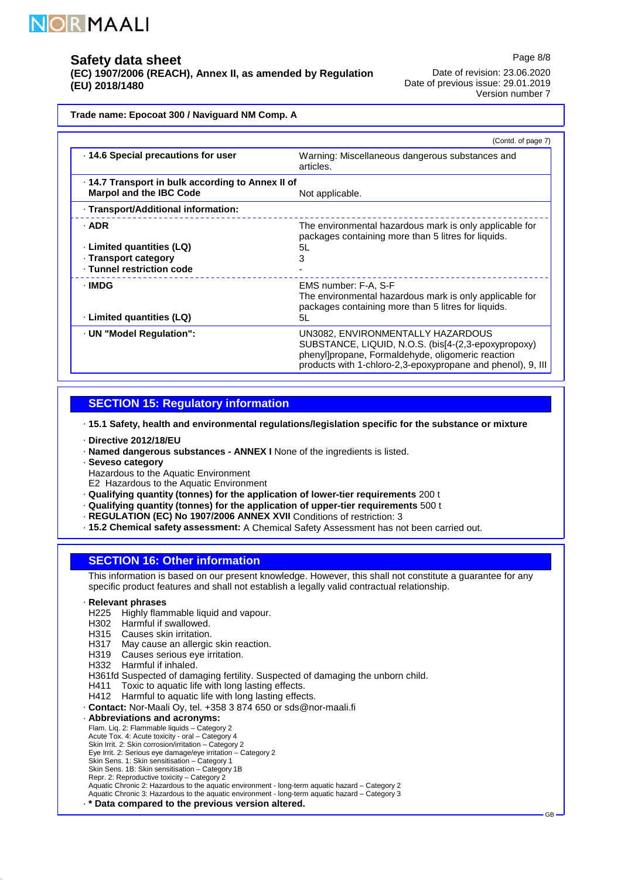**Trade name: Epocoat 300 / Naviguard NM Comp. A**

(Contd. of page 7)

| | |
|---|---|
| · **14.6 Special precautions for user** | Warning: Miscellaneous dangerous substances and articles. |
| · **14.7 Transport in bulk according to Annex II of Marpol and the IBC Code** | Not applicable. |
| · **Transport/Additional information:** | |
| · **ADR** | The environmental hazardous mark is only applicable for packages containing more than 5 litres for liquids. |
| · **Limited quantities (LQ)** | 5L |
| · **Transport category** | 3 |
| · **Tunnel restriction code** | - |
| · **IMDG** | EMS number: F-A, S-F<br>The environmental hazardous mark is only applicable for packages containing more than 5 litres for liquids. |
| · **Limited quantities (LQ)** | 5L |
| · **UN "Model Regulation":** | UN3082, ENVIRONMENTALLY HAZARDOUS SUBSTANCE, LIQUID, N.O.S. (bis[4-(2,3-epoxypropoxy) phenyl]propane, Formaldehyde, oligomeric reaction products with 1-chloro-2,3-epoxypropane and phenol), 9, III |

## SECTION 15: Regulatory information

· **15.1 Safety, health and environmental regulations/legislation specific for the substance or mixture**

· **Directive 2012/18/EU**
· **Named dangerous substances - ANNEX I** None of the ingredients is listed.
· **Seveso category**
Hazardous to the Aquatic Environment
E2 Hazardous to the Aquatic Environment
· **Qualifying quantity (tonnes) for the application of lower-tier requirements** 200 t
· **Qualifying quantity (tonnes) for the application of upper-tier requirements** 500 t
· **REGULATION (EC) No 1907/2006 ANNEX XVII** Conditions of restriction: 3
· **15.2 Chemical safety assessment:** A Chemical Safety Assessment has not been carried out.

## SECTION 16: Other information

This information is based on our present knowledge. However, this shall not constitute a guarantee for any specific product features and shall not establish a legally valid contractual relationship.

· **Relevant phrases**
H225 Highly flammable liquid and vapour.
H302 Harmful if swallowed.
H315 Causes skin irritation.
H317 May cause an allergic skin reaction.
H319 Causes serious eye irritation.
H332 Harmful if inhaled.
H361fd Suspected of damaging fertility. Suspected of damaging the unborn child.
H411 Toxic to aquatic life with long lasting effects.
H412 Harmful to aquatic life with long lasting effects.
· **Contact:** Nor-Maali Oy, tel. +358 3 874 650 or sds@nor-maali.fi
· **Abbreviations and acronyms:**
Flam. Liq. 2: Flammable liquids – Category 2
Acute Tox. 4: Acute toxicity - oral – Category 4
Skin Irrit. 2: Skin corrosion/irritation – Category 2
Eye Irrit. 2: Serious eye damage/eye irritation – Category 2
Skin Sens. 1: Skin sensitisation – Category 1
Skin Sens. 1B: Skin sensitisation – Category 1B
Repr. 2: Reproductive toxicity – Category 2
Aquatic Chronic 2: Hazardous to the aquatic environment - long-term aquatic hazard – Category 2
Aquatic Chronic 3: Hazardous to the aquatic environment - long-term aquatic hazard – Category 3
· **\* Data compared to the previous version altered.**